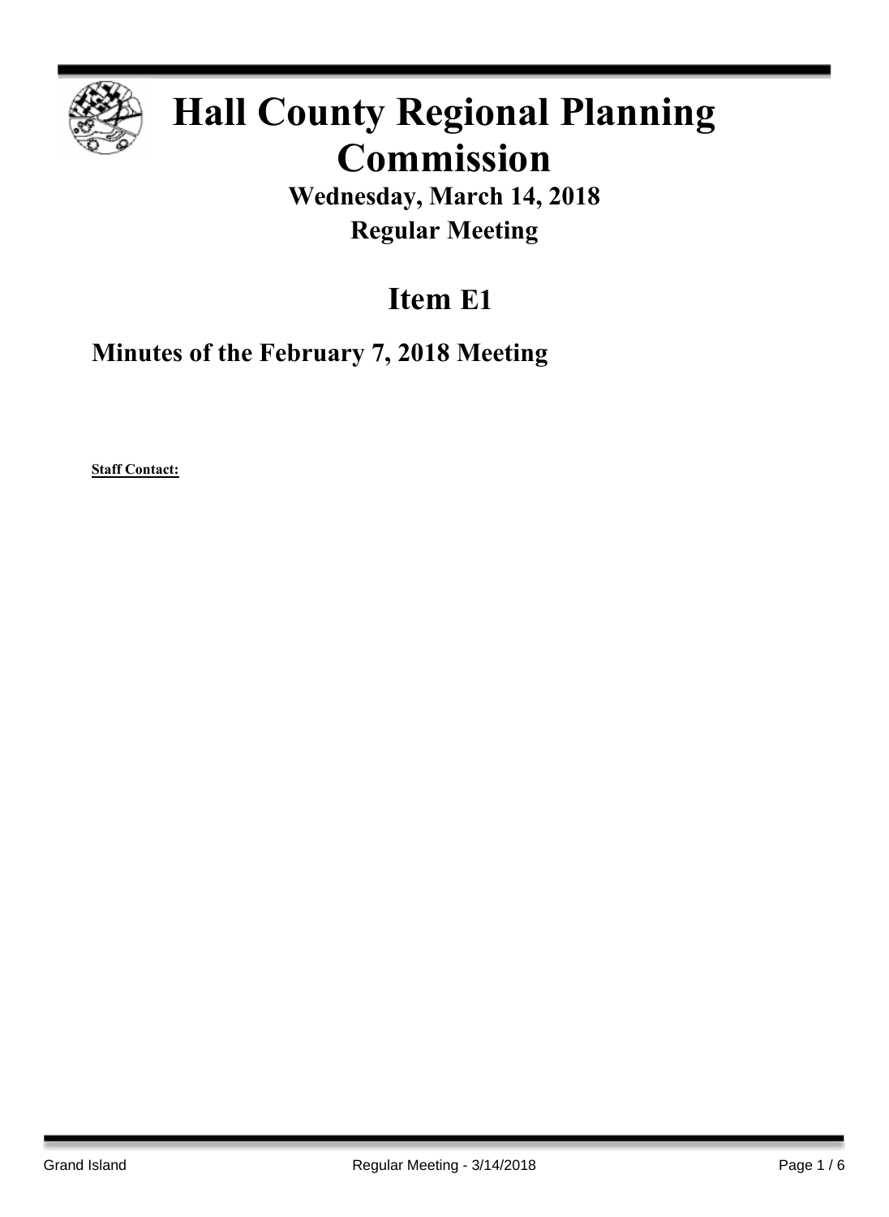# Hall County Regional Planning Commission

## Wednesday, March 14, 2018

## Regular Meeting

# Item E1

## Minutes of the February 7, 2018 Meeting

**Staff Contact:**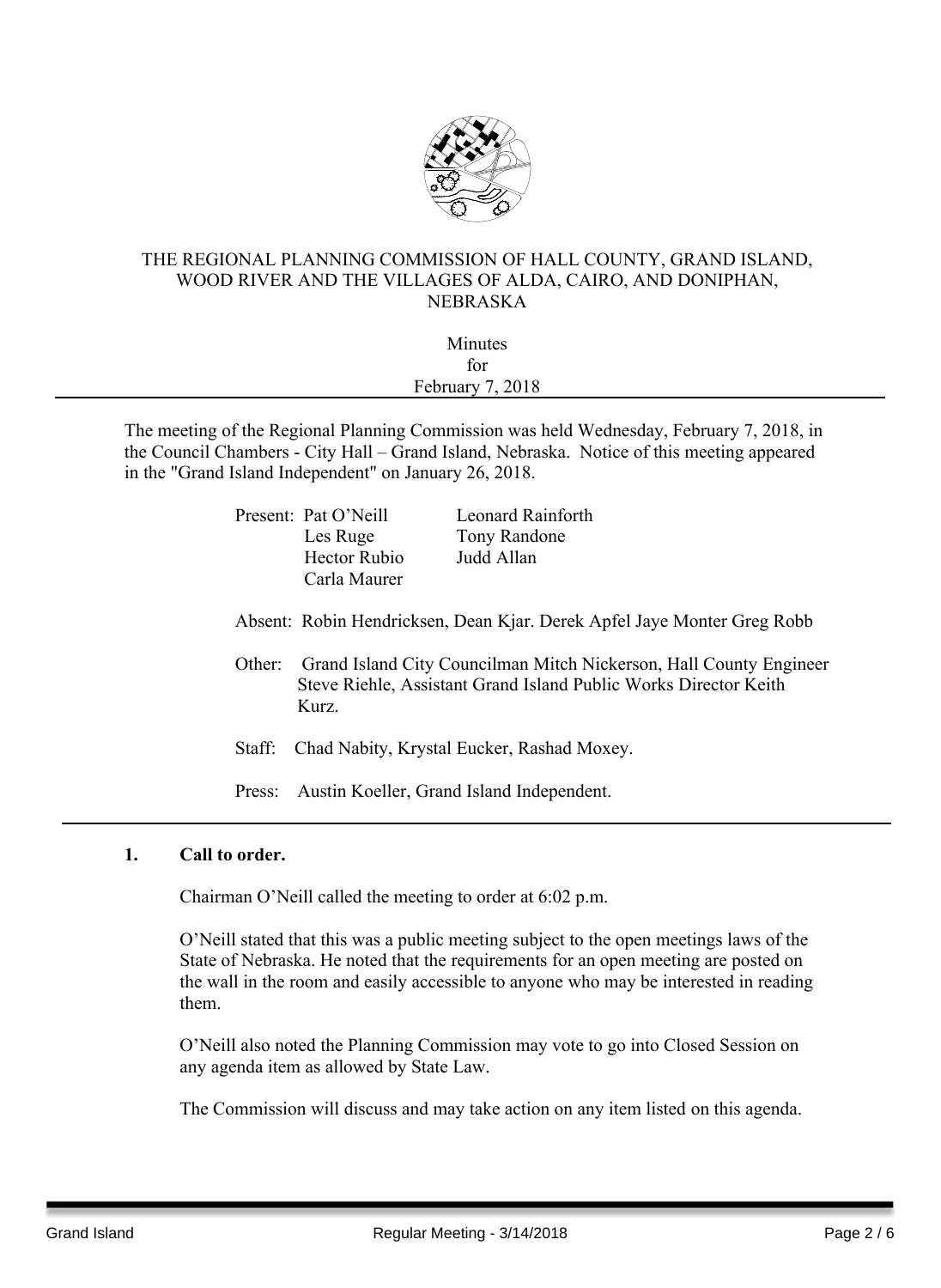THE REGIONAL PLANNING COMMISSION OF HALL COUNTY, GRAND ISLAND, WOOD RIVER AND THE VILLAGES OF ALDA, CAIRO, AND DONIPHAN, NEBRASKA

Minutes
for
February 7, 2018

---

The meeting of the Regional Planning Commission was held Wednesday, February 7, 2018, in the Council Chambers - City Hall – Grand Island, Nebraska. Notice of this meeting appeared in the "Grand Island Independent" on January 26, 2018.

Present: Pat O'Neill, Les Ruge, Hector Rubio, Carla Maurer, Leonard Rainforth, Tony Randone, Judd Allan

Absent: Robin Hendricksen, Dean Kjar. Derek Apfel Jaye Monter Greg Robb

Other: Grand Island City Councilman Mitch Nickerson, Hall County Engineer Steve Riehle, Assistant Grand Island Public Works Director Keith Kurz.

Staff: Chad Nabity, Krystal Eucker, Rashad Moxey.

Press: Austin Koeller, Grand Island Independent.

---

**1. Call to order.**

Chairman O'Neill called the meeting to order at 6:02 p.m.

O'Neill stated that this was a public meeting subject to the open meetings laws of the State of Nebraska. He noted that the requirements for an open meeting are posted on the wall in the room and easily accessible to anyone who may be interested in reading them.

O'Neill also noted the Planning Commission may vote to go into Closed Session on any agenda item as allowed by State Law.

The Commission will discuss and may take action on any item listed on this agenda.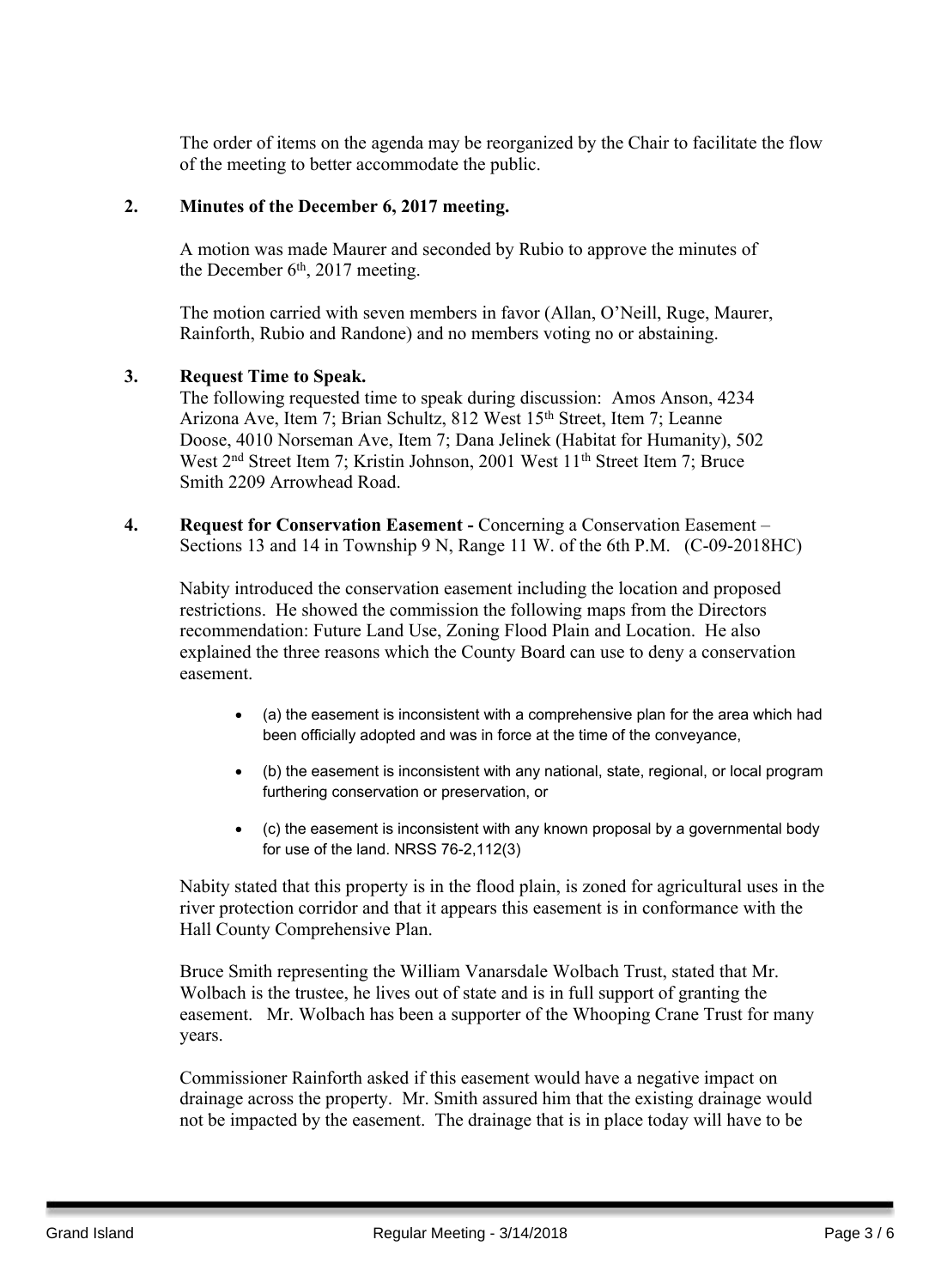The order of items on the agenda may be reorganized by the Chair to facilitate the flow of the meeting to better accommodate the public.

**2. Minutes of the December 6, 2017 meeting.**

A motion was made Maurer and seconded by Rubio to approve the minutes of the December 6th, 2017 meeting.

The motion carried with seven members in favor (Allan, O'Neill, Ruge, Maurer, Rainforth, Rubio and Randone) and no members voting no or abstaining.

**3. Request Time to Speak.**

The following requested time to speak during discussion: Amos Anson, 4234 Arizona Ave, Item 7; Brian Schultz, 812 West 15th Street, Item 7; Leanne Doose, 4010 Norseman Ave, Item 7; Dana Jelinek (Habitat for Humanity), 502 West 2nd Street Item 7; Kristin Johnson, 2001 West 11th Street Item 7; Bruce Smith 2209 Arrowhead Road.

**4. Request for Conservation Easement -** Concerning a Conservation Easement – Sections 13 and 14 in Township 9 N, Range 11 W. of the 6th P.M. (C-09-2018HC)

Nabity introduced the conservation easement including the location and proposed restrictions. He showed the commission the following maps from the Directors recommendation: Future Land Use, Zoning Flood Plain and Location. He also explained the three reasons which the County Board can use to deny a conservation easement.

- (a) the easement is inconsistent with a comprehensive plan for the area which had been officially adopted and was in force at the time of the conveyance,
- (b) the easement is inconsistent with any national, state, regional, or local program furthering conservation or preservation, or
- (c) the easement is inconsistent with any known proposal by a governmental body for use of the land. NRSS 76-2,112(3)

Nabity stated that this property is in the flood plain, is zoned for agricultural uses in the river protection corridor and that it appears this easement is in conformance with the Hall County Comprehensive Plan.

Bruce Smith representing the William Vanarsdale Wolbach Trust, stated that Mr. Wolbach is the trustee, he lives out of state and is in full support of granting the easement. Mr. Wolbach has been a supporter of the Whooping Crane Trust for many years.

Commissioner Rainforth asked if this easement would have a negative impact on drainage across the property. Mr. Smith assured him that the existing drainage would not be impacted by the easement. The drainage that is in place today will have to be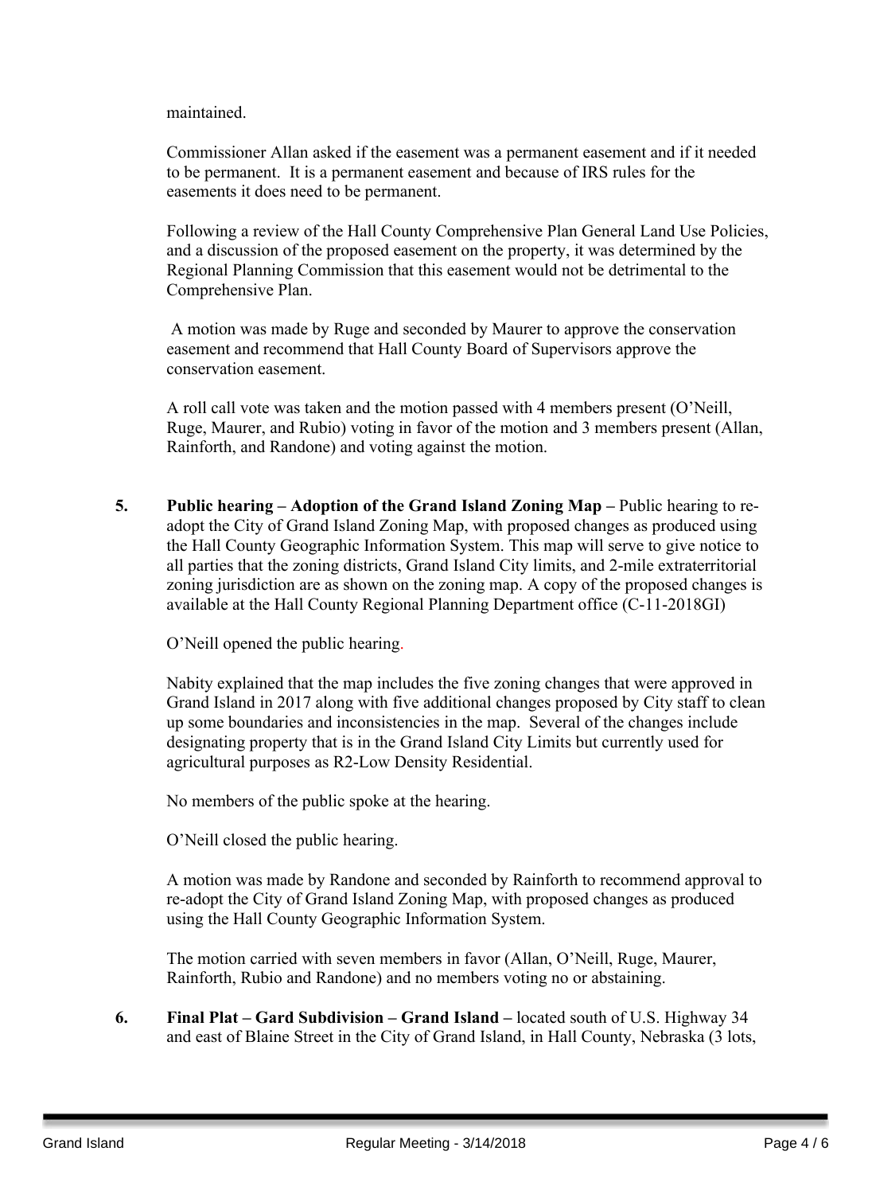maintained.

Commissioner Allan asked if the easement was a permanent easement and if it needed to be permanent. It is a permanent easement and because of IRS rules for the easements it does need to be permanent.

Following a review of the Hall County Comprehensive Plan General Land Use Policies, and a discussion of the proposed easement on the property, it was determined by the Regional Planning Commission that this easement would not be detrimental to the Comprehensive Plan.

A motion was made by Ruge and seconded by Maurer to approve the conservation easement and recommend that Hall County Board of Supervisors approve the conservation easement.

A roll call vote was taken and the motion passed with 4 members present (O'Neill, Ruge, Maurer, and Rubio) voting in favor of the motion and 3 members present (Allan, Rainforth, and Randone) and voting against the motion.

5. **Public hearing – Adoption of the Grand Island Zoning Map –** Public hearing to re-adopt the City of Grand Island Zoning Map, with proposed changes as produced using the Hall County Geographic Information System. This map will serve to give notice to all parties that the zoning districts, Grand Island City limits, and 2-mile extraterritorial zoning jurisdiction are as shown on the zoning map. A copy of the proposed changes is available at the Hall County Regional Planning Department office (C-11-2018GI)

   O'Neill opened the public hearing.

   Nabity explained that the map includes the five zoning changes that were approved in Grand Island in 2017 along with five additional changes proposed by City staff to clean up some boundaries and inconsistencies in the map. Several of the changes include designating property that is in the Grand Island City Limits but currently used for agricultural purposes as R2-Low Density Residential.

   No members of the public spoke at the hearing.

   O'Neill closed the public hearing.

   A motion was made by Randone and seconded by Rainforth to recommend approval to re-adopt the City of Grand Island Zoning Map, with proposed changes as produced using the Hall County Geographic Information System.

   The motion carried with seven members in favor (Allan, O'Neill, Ruge, Maurer, Rainforth, Rubio and Randone) and no members voting no or abstaining.

6. **Final Plat – Gard Subdivision – Grand Island –** located south of U.S. Highway 34 and east of Blaine Street in the City of Grand Island, in Hall County, Nebraska (3 lots,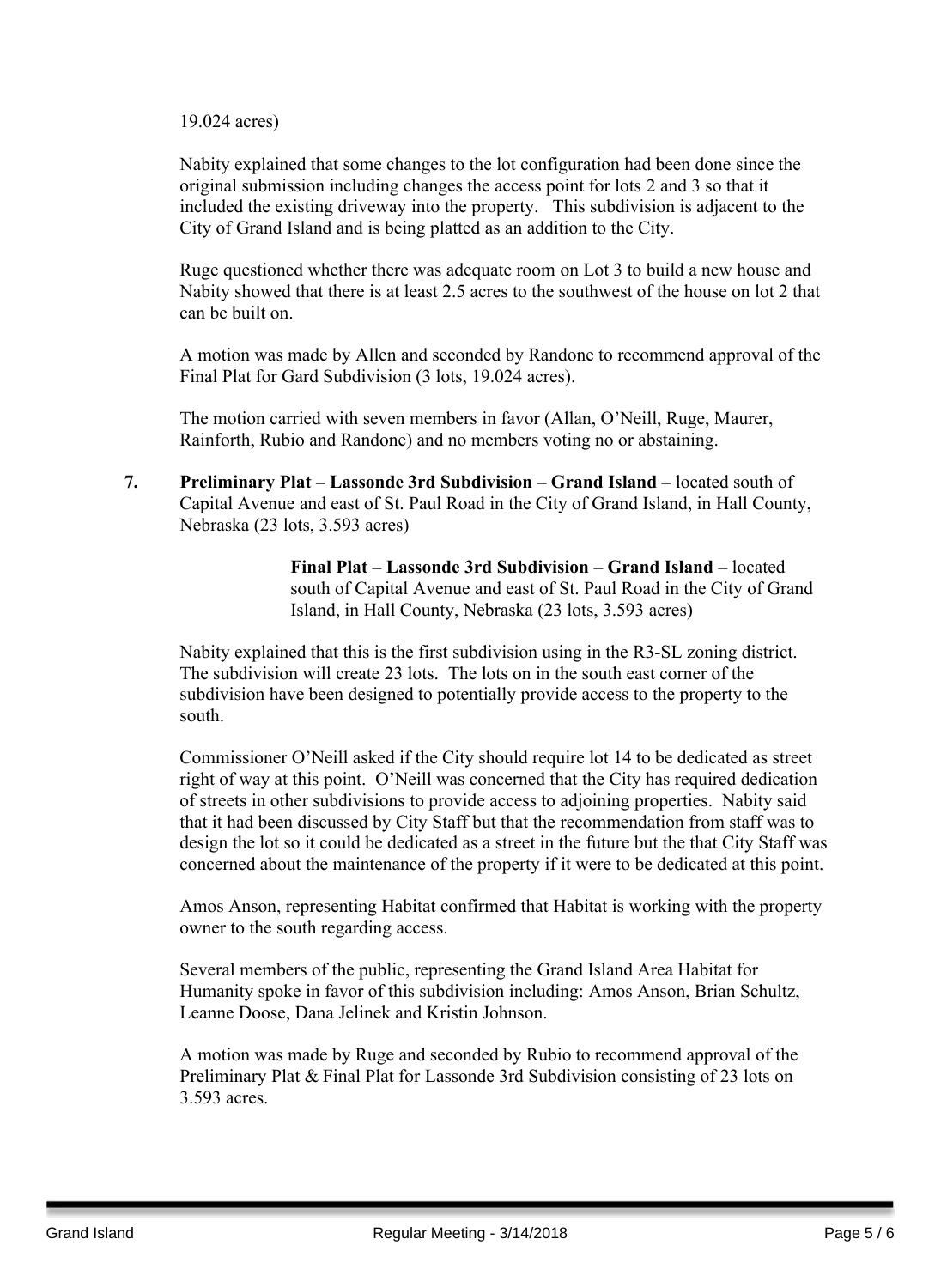19.024 acres)

Nabity explained that some changes to the lot configuration had been done since the original submission including changes the access point for lots 2 and 3 so that it included the existing driveway into the property. This subdivision is adjacent to the City of Grand Island and is being platted as an addition to the City.

Ruge questioned whether there was adequate room on Lot 3 to build a new house and Nabity showed that there is at least 2.5 acres to the southwest of the house on lot 2 that can be built on.

A motion was made by Allen and seconded by Randone to recommend approval of the Final Plat for Gard Subdivision (3 lots, 19.024 acres).

The motion carried with seven members in favor (Allan, O'Neill, Ruge, Maurer, Rainforth, Rubio and Randone) and no members voting no or abstaining.

7. **Preliminary Plat – Lassonde 3rd Subdivision – Grand Island –** located south of Capital Avenue and east of St. Paul Road in the City of Grand Island, in Hall County, Nebraska (23 lots, 3.593 acres)

**Final Plat – Lassonde 3rd Subdivision – Grand Island –** located south of Capital Avenue and east of St. Paul Road in the City of Grand Island, in Hall County, Nebraska (23 lots, 3.593 acres)

Nabity explained that this is the first subdivision using in the R3-SL zoning district. The subdivision will create 23 lots. The lots on in the south east corner of the subdivision have been designed to potentially provide access to the property to the south.

Commissioner O'Neill asked if the City should require lot 14 to be dedicated as street right of way at this point. O'Neill was concerned that the City has required dedication of streets in other subdivisions to provide access to adjoining properties. Nabity said that it had been discussed by City Staff but that the recommendation from staff was to design the lot so it could be dedicated as a street in the future but the that City Staff was concerned about the maintenance of the property if it were to be dedicated at this point.

Amos Anson, representing Habitat confirmed that Habitat is working with the property owner to the south regarding access.

Several members of the public, representing the Grand Island Area Habitat for Humanity spoke in favor of this subdivision including: Amos Anson, Brian Schultz, Leanne Doose, Dana Jelinek and Kristin Johnson.

A motion was made by Ruge and seconded by Rubio to recommend approval of the Preliminary Plat & Final Plat for Lassonde 3rd Subdivision consisting of 23 lots on 3.593 acres.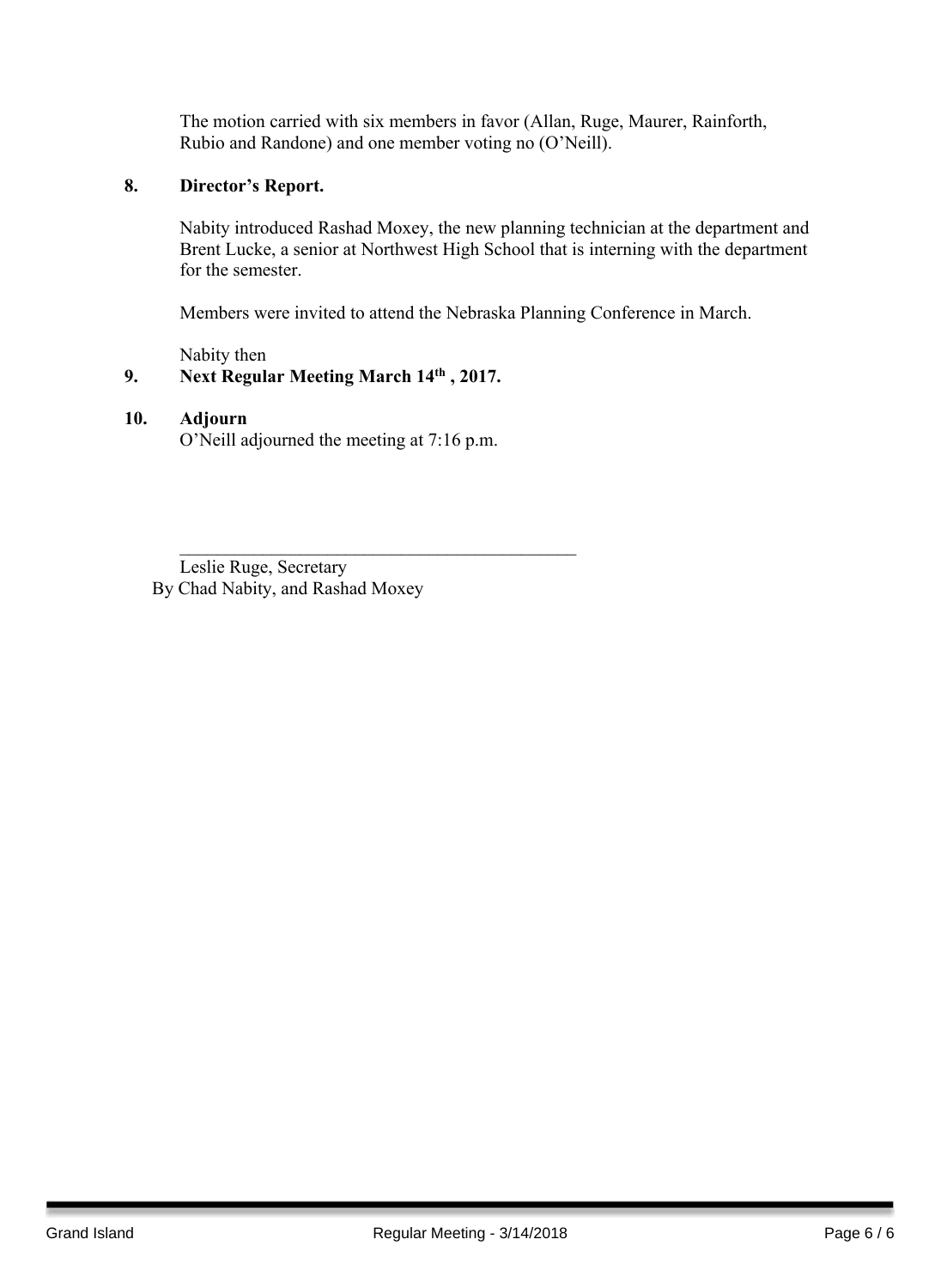The motion carried with six members in favor (Allan, Ruge, Maurer, Rainforth, Rubio and Randone) and one member voting no (O'Neill).

**8. Director's Report.**

Nabity introduced Rashad Moxey, the new planning technician at the department and Brent Lucke, a senior at Northwest High School that is interning with the department for the semester.

Members were invited to attend the Nebraska Planning Conference in March.

Nabity then

**9. Next Regular Meeting March 14th , 2017.**

**10. Adjourn**

O'Neill adjourned the meeting at 7:16 p.m.

\_\_\_\_\_\_\_\_\_\_\_\_\_\_\_\_\_\_\_\_\_\_\_\_\_\_\_\_\_\_\_\_\_\_\_\_\_\_\_\_\_\_\_\_

Leslie Ruge, Secretary

By Chad Nabity, and Rashad Moxey